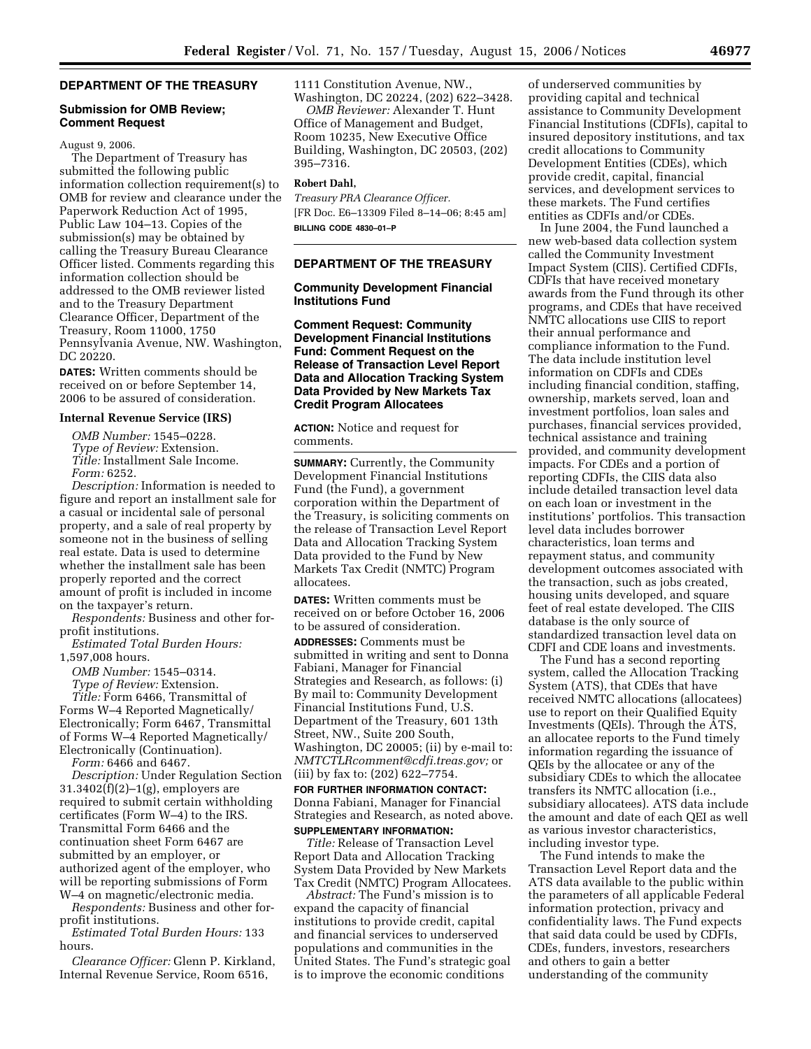## DEPARTMENT OF THE TREASURY

### Submission for OMB Review; Comment Request

August 9, 2006.

The Department of Treasury has submitted the following public information collection requirement(s) to OMB for review and clearance under the Paperwork Reduction Act of 1995, Public Law 104–13. Copies of the submission(s) may be obtained by calling the Treasury Bureau Clearance Officer listed. Comments regarding this information collection should be addressed to the OMB reviewer listed and to the Treasury Department Clearance Officer, Department of the Treasury, Room 11000, 1750 Pennsylvania Avenue, NW. Washington, DC 20220.

**DATES:** Written comments should be received on or before September 14, 2006 to be assured of consideration.

#### Internal Revenue Service (IRS)

*OMB Number:* 1545–0228.
*Type of Review:* Extension.
*Title:* Installment Sale Income.
*Form:* 6252.
*Description:* Information is needed to figure and report an installment sale for a casual or incidental sale of personal property, and a sale of real property by someone not in the business of selling real estate. Data is used to determine whether the installment sale has been properly reported and the correct amount of profit is included in income on the taxpayer's return.
*Respondents:* Business and other for-profit institutions.
*Estimated Total Burden Hours:* 1,597,008 hours.

*OMB Number:* 1545–0314.
*Type of Review:* Extension.
*Title:* Form 6466, Transmittal of Forms W–4 Reported Magnetically/Electronically; Form 6467, Transmittal of Forms W–4 Reported Magnetically/Electronically (Continuation).
*Form:* 6466 and 6467.
*Description:* Under Regulation Section 31.3402(f)(2)–1(g), employers are required to submit certain withholding certificates (Form W–4) to the IRS. Transmittal Form 6466 and the continuation sheet Form 6467 are submitted by an employer, or authorized agent of the employer, who will be reporting submissions of Form W–4 on magnetic/electronic media.
*Respondents:* Business and other for-profit institutions.
*Estimated Total Burden Hours:* 133 hours.
*Clearance Officer:* Glenn P. Kirkland, Internal Revenue Service, Room 6516, 1111 Constitution Avenue, NW., Washington, DC 20224, (202) 622–3428.
*OMB Reviewer:* Alexander T. Hunt Office of Management and Budget, Room 10235, New Executive Office Building, Washington, DC 20503, (202) 395–7316.

**Robert Dahl,**
*Treasury PRA Clearance Officer.*
[FR Doc. E6–13309 Filed 8–14–06; 8:45 am]
**BILLING CODE 4830–01–P**

## DEPARTMENT OF THE TREASURY

### Community Development Financial Institutions Fund

### Comment Request: Community Development Financial Institutions Fund: Comment Request on the Release of Transaction Level Report Data and Allocation Tracking System Data Provided by New Markets Tax Credit Program Allocatees

**ACTION:** Notice and request for comments.

**SUMMARY:** Currently, the Community Development Financial Institutions Fund (the Fund), a government corporation within the Department of the Treasury, is soliciting comments on the release of Transaction Level Report Data and Allocation Tracking System Data provided to the Fund by New Markets Tax Credit (NMTC) Program allocatees.

**DATES:** Written comments must be received on or before October 16, 2006 to be assured of consideration.

**ADDRESSES:** Comments must be submitted in writing and sent to Donna Fabiani, Manager for Financial Strategies and Research, as follows: (i) By mail to: Community Development Financial Institutions Fund, U.S. Department of the Treasury, 601 13th Street, NW., Suite 200 South, Washington, DC 20005; (ii) by e-mail to: *NMTCTLRcomment@cdfi.treas.gov;* or (iii) by fax to: (202) 622–7754.

**FOR FURTHER INFORMATION CONTACT:** Donna Fabiani, Manager for Financial Strategies and Research, as noted above.

**SUPPLEMENTARY INFORMATION:**

*Title:* Release of Transaction Level Report Data and Allocation Tracking System Data Provided by New Markets Tax Credit (NMTC) Program Allocatees.

*Abstract:* The Fund's mission is to expand the capacity of financial institutions to provide credit, capital and financial services to underserved populations and communities in the United States. The Fund's strategic goal is to improve the economic conditions of underserved communities by providing capital and technical assistance to Community Development Financial Institutions (CDFIs), capital to insured depository institutions, and tax credit allocations to Community Development Entities (CDEs), which provide credit, capital, financial services, and development services to these markets. The Fund certifies entities as CDFIs and/or CDEs.

In June 2004, the Fund launched a new web-based data collection system called the Community Investment Impact System (CIIS). Certified CDFIs, CDFIs that have received monetary awards from the Fund through its other programs, and CDEs that have received NMTC allocations use CIIS to report their annual performance and compliance information to the Fund. The data include institution level information on CDFIs and CDEs including financial condition, staffing, ownership, markets served, loan and investment portfolios, loan sales and purchases, financial services provided, technical assistance and training provided, and community development impacts. For CDEs and a portion of reporting CDFIs, the CIIS data also include detailed transaction level data on each loan or investment in the institutions' portfolios. This transaction level data includes borrower characteristics, loan terms and repayment status, and community development outcomes associated with the transaction, such as jobs created, housing units developed, and square feet of real estate developed. The CIIS database is the only source of standardized transaction level data on CDFI and CDE loans and investments.

The Fund has a second reporting system, called the Allocation Tracking System (ATS), that CDEs that have received NMTC allocations (allocatees) use to report on their Qualified Equity Investments (QEIs). Through the ATS, an allocatee reports to the Fund timely information regarding the issuance of QEIs by the allocatee or any of the subsidiary CDEs to which the allocatee transfers its NMTC allocation (i.e., subsidiary allocatees). ATS data include the amount and date of each QEI as well as various investor characteristics, including investor type.

The Fund intends to make the Transaction Level Report data and the ATS data available to the public within the parameters of all applicable Federal information protection, privacy and confidentiality laws. The Fund expects that said data could be used by CDFIs, CDEs, funders, investors, researchers and others to gain a better understanding of the community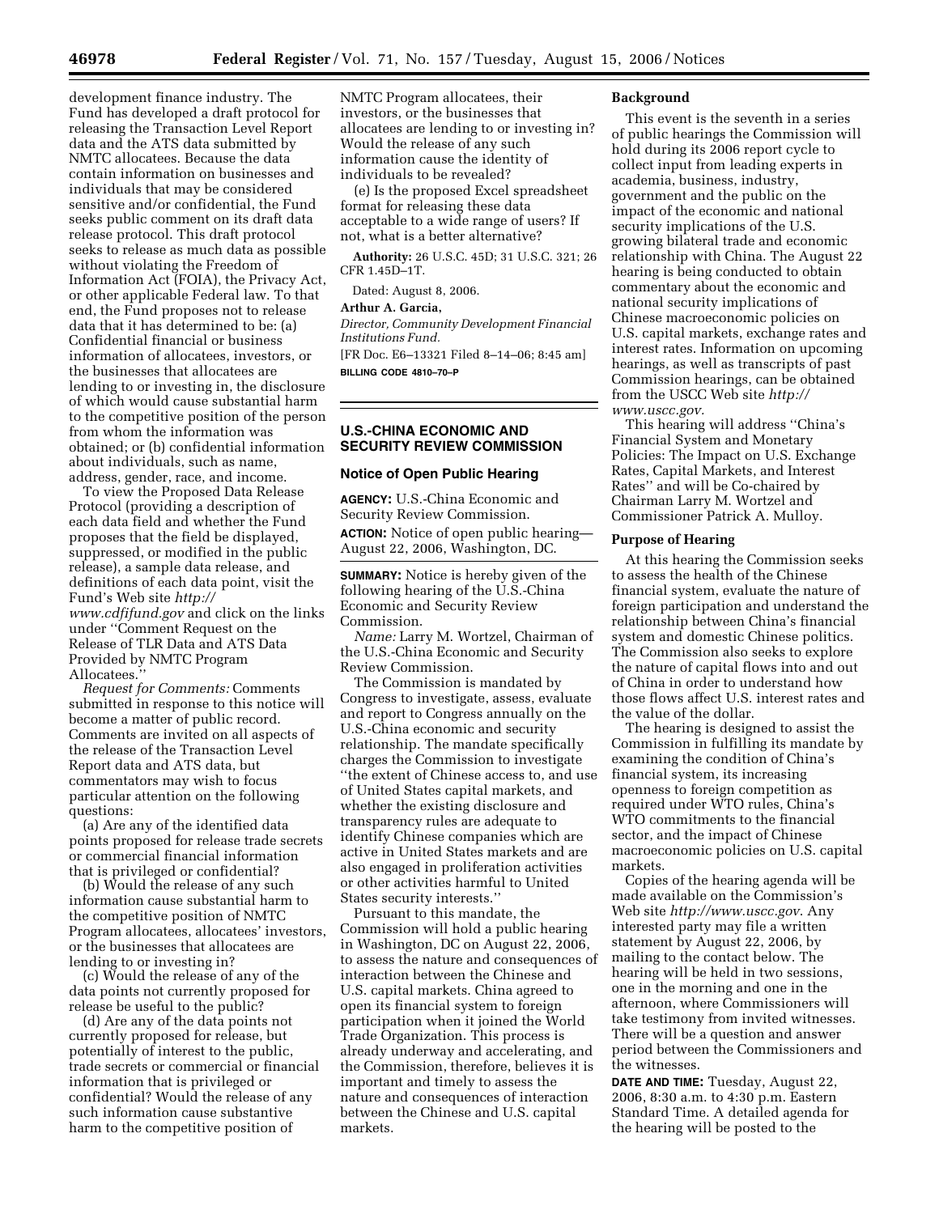development finance industry. The Fund has developed a draft protocol for releasing the Transaction Level Report data and the ATS data submitted by NMTC allocatees. Because the data contain information on businesses and individuals that may be considered sensitive and/or confidential, the Fund seeks public comment on its draft data release protocol. This draft protocol seeks to release as much data as possible without violating the Freedom of Information Act (FOIA), the Privacy Act, or other applicable Federal law. To that end, the Fund proposes not to release data that it has determined to be: (a) Confidential financial or business information of allocatees, investors, or the businesses that allocatees are lending to or investing in, the disclosure of which would cause substantial harm to the competitive position of the person from whom the information was obtained; or (b) confidential information about individuals, such as name, address, gender, race, and income.

To view the Proposed Data Release Protocol (providing a description of each data field and whether the Fund proposes that the field be displayed, suppressed, or modified in the public release), a sample data release, and definitions of each data point, visit the Fund's Web site *http://www.cdfifund.gov* and click on the links under "Comment Request on the Release of TLR Data and ATS Data Provided by NMTC Program Allocatees."

*Request for Comments:* Comments submitted in response to this notice will become a matter of public record. Comments are invited on all aspects of the release of the Transaction Level Report data and ATS data, but commentators may wish to focus particular attention on the following questions:

(a) Are any of the identified data points proposed for release trade secrets or commercial financial information that is privileged or confidential?

(b) Would the release of any such information cause substantial harm to the competitive position of NMTC Program allocatees, allocatees' investors, or the businesses that allocatees are lending to or investing in?

(c) Would the release of any of the data points not currently proposed for release be useful to the public?

(d) Are any of the data points not currently proposed for release, but potentially of interest to the public, trade secrets or commercial or financial information that is privileged or confidential? Would the release of any such information cause substantive harm to the competitive position of NMTC Program allocatees, their investors, or the businesses that allocatees are lending to or investing in? Would the release of any such information cause the identity of individuals to be revealed?

(e) Is the proposed Excel spreadsheet format for releasing these data acceptable to a wide range of users? If not, what is a better alternative?

**Authority:** 26 U.S.C. 45D; 31 U.S.C. 321; 26 CFR 1.45D–1T.

Dated: August 8, 2006.

**Arthur A. Garcia,**

*Director, Community Development Financial Institutions Fund.*

[FR Doc. E6–13321 Filed 8–14–06; 8:45 am]

**BILLING CODE 4810–70–P**

## U.S.-CHINA ECONOMIC AND SECURITY REVIEW COMMISSION

### Notice of Open Public Hearing

**AGENCY:** U.S.-China Economic and Security Review Commission.

**ACTION:** Notice of open public hearing—August 22, 2006, Washington, DC.

**SUMMARY:** Notice is hereby given of the following hearing of the U.S.-China Economic and Security Review Commission.

*Name:* Larry M. Wortzel, Chairman of the U.S.-China Economic and Security Review Commission.

The Commission is mandated by Congress to investigate, assess, evaluate and report to Congress annually on the U.S.-China economic and security relationship. The mandate specifically charges the Commission to investigate "the extent of Chinese access to, and use of United States capital markets, and whether the existing disclosure and transparency rules are adequate to identify Chinese companies which are active in United States markets and are also engaged in proliferation activities or other activities harmful to United States security interests."

Pursuant to this mandate, the Commission will hold a public hearing in Washington, DC on August 22, 2006, to assess the nature and consequences of interaction between the Chinese and U.S. capital markets. China agreed to open its financial system to foreign participation when it joined the World Trade Organization. This process is already underway and accelerating, and the Commission, therefore, believes it is important and timely to assess the nature and consequences of interaction between the Chinese and U.S. capital markets.

**Background**

This event is the seventh in a series of public hearings the Commission will hold during its 2006 report cycle to collect input from leading experts in academia, business, industry, government and the public on the impact of the economic and national security implications of the U.S. growing bilateral trade and economic relationship with China. The August 22 hearing is being conducted to obtain commentary about the economic and national security implications of Chinese macroeconomic policies on U.S. capital markets, exchange rates and interest rates. Information on upcoming hearings, as well as transcripts of past Commission hearings, can be obtained from the USCC Web site *http://www.uscc.gov.*

This hearing will address "China's Financial System and Monetary Policies: The Impact on U.S. Exchange Rates, Capital Markets, and Interest Rates" and will be Co-chaired by Chairman Larry M. Wortzel and Commissioner Patrick A. Mulloy.

**Purpose of Hearing**

At this hearing the Commission seeks to assess the health of the Chinese financial system, evaluate the nature of foreign participation and understand the relationship between China's financial system and domestic Chinese politics. The Commission also seeks to explore the nature of capital flows into and out of China in order to understand how those flows affect U.S. interest rates and the value of the dollar.

The hearing is designed to assist the Commission in fulfilling its mandate by examining the condition of China's financial system, its increasing openness to foreign competition as required under WTO rules, China's WTO commitments to the financial sector, and the impact of Chinese macroeconomic policies on U.S. capital markets.

Copies of the hearing agenda will be made available on the Commission's Web site *http://www.uscc.gov.* Any interested party may file a written statement by August 22, 2006, by mailing to the contact below. The hearing will be held in two sessions, one in the morning and one in the afternoon, where Commissioners will take testimony from invited witnesses. There will be a question and answer period between the Commissioners and the witnesses.

**DATE AND TIME:** Tuesday, August 22, 2006, 8:30 a.m. to 4:30 p.m. Eastern Standard Time. A detailed agenda for the hearing will be posted to the